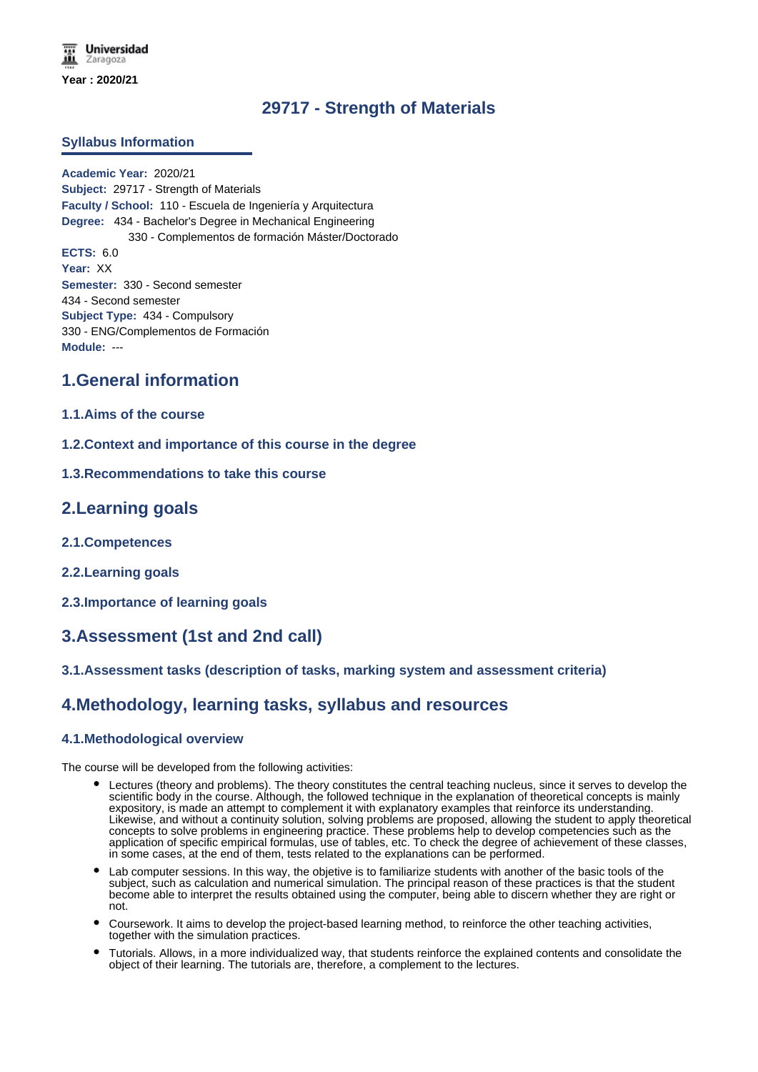Year : 2020/21

# 29717 - Strength of Materials

## Syllabus Information

**Academic Year:** 2020/21
**Subject:** 29717 - Strength of Materials
**Faculty / School:** 110 - Escuela de Ingeniería y Arquitectura
**Degree:** 434 - Bachelor's Degree in Mechanical Engineering
330 - Complementos de formación Máster/Doctorado
**ECTS:** 6.0
**Year:** XX
**Semester:** 330 - Second semester
434 - Second semester
**Subject Type:** 434 - Compulsory
330 - ENG/Complementos de Formación
**Module:** ---

## 1.General information

### 1.1.Aims of the course

### 1.2.Context and importance of this course in the degree

### 1.3.Recommendations to take this course

## 2.Learning goals

### 2.1.Competences

### 2.2.Learning goals

### 2.3.Importance of learning goals

## 3.Assessment (1st and 2nd call)

### 3.1.Assessment tasks (description of tasks, marking system and assessment criteria)

## 4.Methodology, learning tasks, syllabus and resources

### 4.1.Methodological overview

The course will be developed from the following activities:

- Lectures (theory and problems). The theory constitutes the central teaching nucleus, since it serves to develop the scientific body in the course. Although, the followed technique in the explanation of theoretical concepts is mainly expository, is made an attempt to complement it with explanatory examples that reinforce its understanding. Likewise, and without a continuity solution, solving problems are proposed, allowing the student to apply theoretical concepts to solve problems in engineering practice. These problems help to develop competencies such as the application of specific empirical formulas, use of tables, etc. To check the degree of achievement of these classes, in some cases, at the end of them, tests related to the explanations can be performed.
- Lab computer sessions. In this way, the objetive is to familiarize students with another of the basic tools of the subject, such as calculation and numerical simulation. The principal reason of these practices is that the student become able to interpret the results obtained using the computer, being able to discern whether they are right or not.
- Coursework. It aims to develop the project-based learning method, to reinforce the other teaching activities, together with the simulation practices.
- Tutorials. Allows, in a more individualized way, that students reinforce the explained contents and consolidate the object of their learning. The tutorials are, therefore, a complement to the lectures.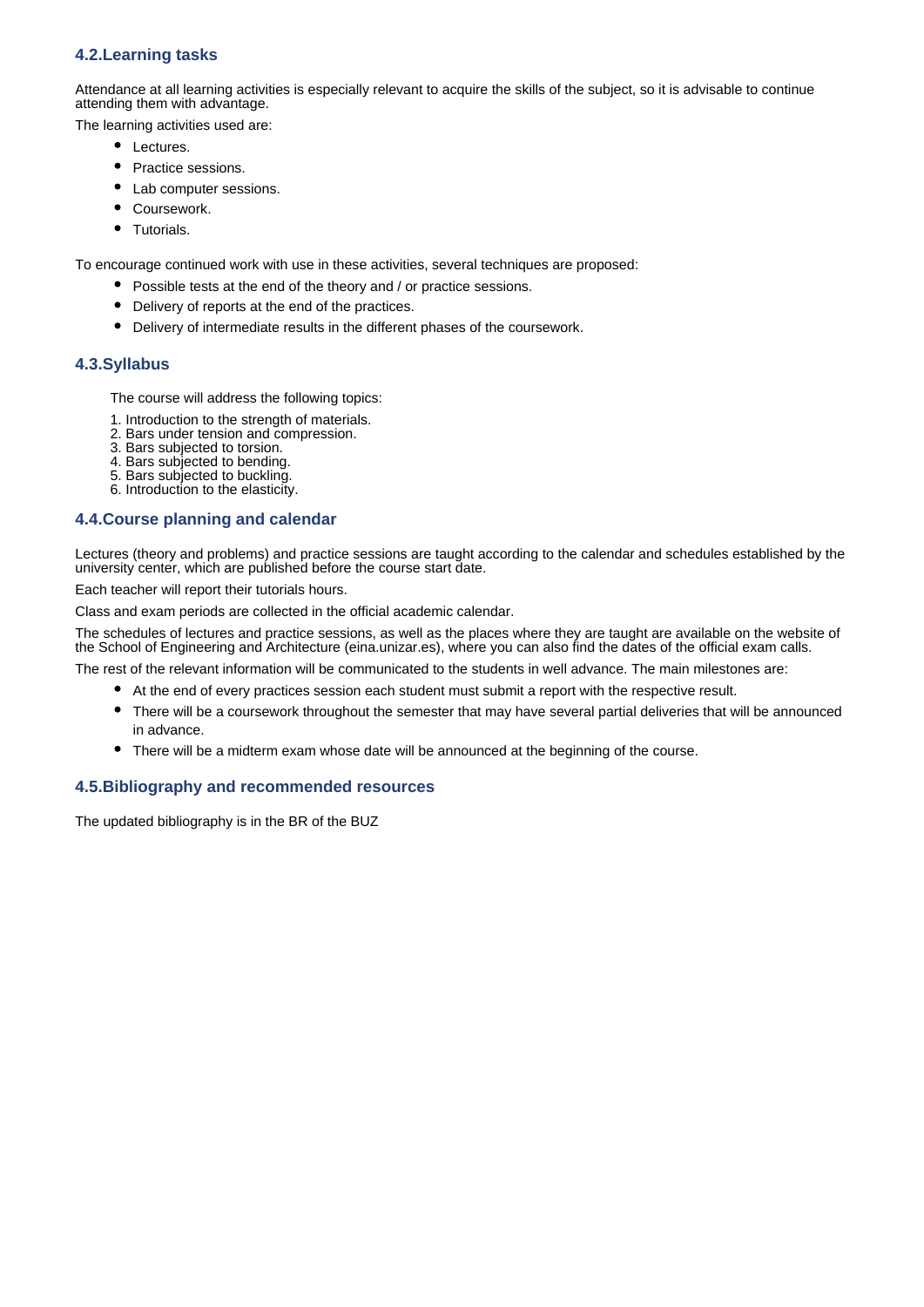## 4.2.Learning tasks

Attendance at all learning activities is especially relevant to acquire the skills of the subject, so it is advisable to continue attending them with advantage.

The learning activities used are:

- Lectures.
- Practice sessions.
- Lab computer sessions.
- Coursework.
- Tutorials.

To encourage continued work with use in these activities, several techniques are proposed:

- Possible tests at the end of the theory and / or practice sessions.
- Delivery of reports at the end of the practices.
- Delivery of intermediate results in the different phases of the coursework.

## 4.3.Syllabus

The course will address the following topics:

1. Introduction to the strength of materials.
2. Bars under tension and compression.
3. Bars subjected to torsion.
4. Bars subjected to bending.
5. Bars subjected to buckling.
6. Introduction to the elasticity.

## 4.4.Course planning and calendar

Lectures (theory and problems) and practice sessions are taught according to the calendar and schedules established by the university center, which are published before the course start date.

Each teacher will report their tutorials hours.

Class and exam periods are collected in the official academic calendar.

The schedules of lectures and practice sessions, as well as the places where they are taught are available on the website of the School of Engineering and Architecture (eina.unizar.es), where you can also find the dates of the official exam calls.

The rest of the relevant information will be communicated to the students in well advance. The main milestones are:

- At the end of every practices session each student must submit a report with the respective result.
- There will be a coursework throughout the semester that may have several partial deliveries that will be announced in advance.
- There will be a midterm exam whose date will be announced at the beginning of the course.

## 4.5.Bibliography and recommended resources

The updated bibliography is in the BR of the BUZ